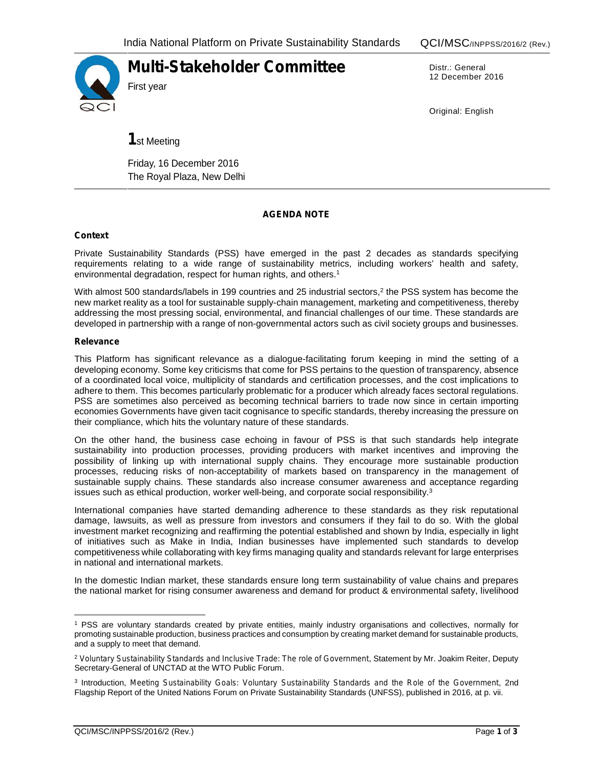# Multi-Stakeholder Committee

First year

Distr.: General
12 December 2016

Original: English

**1**st Meeting

Friday, 16 December 2016
The Royal Plaza, New Delhi

## AGENDA NOTE

### Context

Private Sustainability Standards (PSS) have emerged in the past 2 decades as standards specifying requirements relating to a wide range of sustainability metrics, including workers' health and safety, environmental degradation, respect for human rights, and others.[1]

With almost 500 standards/labels in 199 countries and 25 industrial sectors,[2] the PSS system has become the new market reality as a tool for sustainable supply-chain management, marketing and competitiveness, thereby addressing the most pressing social, environmental, and financial challenges of our time. These standards are developed in partnership with a range of non-governmental actors such as civil society groups and businesses.

### Relevance

This Platform has significant relevance as a dialogue-facilitating forum keeping in mind the setting of a developing economy. Some key criticisms that come for PSS pertains to the question of transparency, absence of a coordinated local voice, multiplicity of standards and certification processes, and the cost implications to adhere to them. This becomes particularly problematic for a producer which already faces sectoral regulations. PSS are sometimes also perceived as becoming technical barriers to trade now since in certain importing economies Governments have given tacit cognisance to specific standards, thereby increasing the pressure on their compliance, which hits the voluntary nature of these standards.

On the other hand, the business case echoing in favour of PSS is that such standards help integrate sustainability into production processes, providing producers with market incentives and improving the possibility of linking up with international supply chains. They encourage more sustainable production processes, reducing risks of non-acceptability of markets based on transparency in the management of sustainable supply chains. These standards also increase consumer awareness and acceptance regarding issues such as ethical production, worker well-being, and corporate social responsibility.[3]

International companies have started demanding adherence to these standards as they risk reputational damage, lawsuits, as well as pressure from investors and consumers if they fail to do so. With the global investment market recognizing and reaffirming the potential established and shown by India, especially in light of initiatives such as Make in India, Indian businesses have implemented such standards to develop competitiveness while collaborating with key firms managing quality and standards relevant for large enterprises in national and international markets.

In the domestic Indian market, these standards ensure long term sustainability of value chains and prepares the national market for rising consumer awareness and demand for product & environmental safety, livelihood

---

[1] PSS are voluntary standards created by private entities, mainly industry organisations and collectives, normally for promoting sustainable production, business practices and consumption by creating market demand for sustainable products, and a supply to meet that demand.

[2] *Voluntary Sustainability Standards and Inclusive Trade: The role of Government*, Statement by Mr. Joakim Reiter, Deputy Secretary-General of UNCTAD at the WTO Public Forum.

[3] Introduction, *Meeting Sustainability Goals: Voluntary Sustainability Standards and the Role of the Government*, 2nd Flagship Report of the United Nations Forum on Private Sustainability Standards (UNFSS), published in 2016, at p. vii.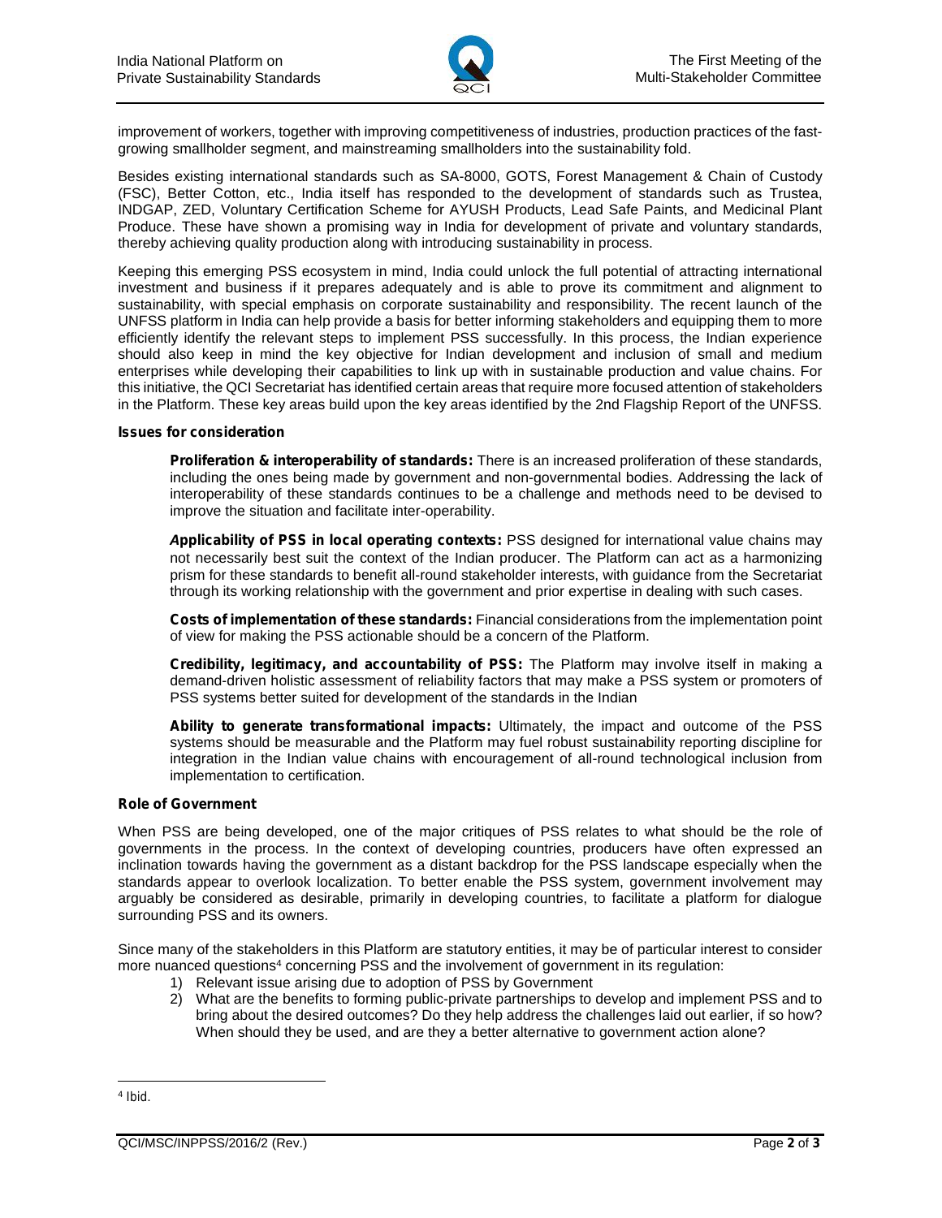improvement of workers, together with improving competitiveness of industries, production practices of the fast-growing smallholder segment, and mainstreaming smallholders into the sustainability fold.

Besides existing international standards such as SA-8000, GOTS, Forest Management & Chain of Custody (FSC), Better Cotton, etc., India itself has responded to the development of standards such as Trustea, INDGAP, ZED, Voluntary Certification Scheme for AYUSH Products, Lead Safe Paints, and Medicinal Plant Produce. These have shown a promising way in India for development of private and voluntary standards, thereby achieving quality production along with introducing sustainability in process.

Keeping this emerging PSS ecosystem in mind, India could unlock the full potential of attracting international investment and business if it prepares adequately and is able to prove its commitment and alignment to sustainability, with special emphasis on corporate sustainability and responsibility. The recent launch of the UNFSS platform in India can help provide a basis for better informing stakeholders and equipping them to more efficiently identify the relevant steps to implement PSS successfully. In this process, the Indian experience should also keep in mind the key objective for Indian development and inclusion of small and medium enterprises while developing their capabilities to link up with in sustainable production and value chains. For this initiative, the QCI Secretariat has identified certain areas that require more focused attention of stakeholders in the Platform. These key areas build upon the key areas identified by the 2nd Flagship Report of the UNFSS.

**Issues for consideration**

**Proliferation & interoperability of standards:** There is an increased proliferation of these standards, including the ones being made by government and non-governmental bodies. Addressing the lack of interoperability of these standards continues to be a challenge and methods need to be devised to improve the situation and facilitate inter-operability.

***A*pplicability of PSS in local operating contexts:** PSS designed for international value chains may not necessarily best suit the context of the Indian producer. The Platform can act as a harmonizing prism for these standards to benefit all-round stakeholder interests, with guidance from the Secretariat through its working relationship with the government and prior expertise in dealing with such cases.

**Costs of implementation of these standards:** Financial considerations from the implementation point of view for making the PSS actionable should be a concern of the Platform.

**Credibility, legitimacy, and accountability of PSS:** The Platform may involve itself in making a demand-driven holistic assessment of reliability factors that may make a PSS system or promoters of PSS systems better suited for development of the standards in the Indian

**Ability to generate transformational impacts:** Ultimately, the impact and outcome of the PSS systems should be measurable and the Platform may fuel robust sustainability reporting discipline for integration in the Indian value chains with encouragement of all-round technological inclusion from implementation to certification.

**Role of Government**

When PSS are being developed, one of the major critiques of PSS relates to what should be the role of governments in the process. In the context of developing countries, producers have often expressed an inclination towards having the government as a distant backdrop for the PSS landscape especially when the standards appear to overlook localization. To better enable the PSS system, government involvement may arguably be considered as desirable, primarily in developing countries, to facilitate a platform for dialogue surrounding PSS and its owners.

Since many of the stakeholders in this Platform are statutory entities, it may be of particular interest to consider more nuanced questions[4] concerning PSS and the involvement of government in its regulation:

1) Relevant issue arising due to adoption of PSS by Government
2) What are the benefits to forming public-private partnerships to develop and implement PSS and to bring about the desired outcomes? Do they help address the challenges laid out earlier, if so how? When should they be used, and are they a better alternative to government action alone?

[4] Ibid.

QCI/MSC/INPPSS/2016/2 (Rev.)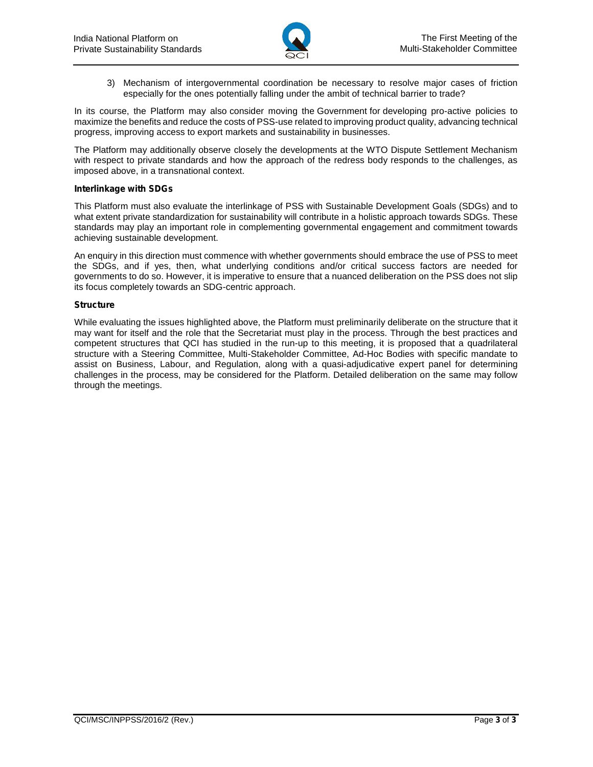3) Mechanism of intergovernmental coordination be necessary to resolve major cases of friction especially for the ones potentially falling under the ambit of technical barrier to trade?

In its course, the Platform may also consider moving the Government for developing pro-active policies to maximize the benefits and reduce the costs of PSS-use related to improving product quality, advancing technical progress, improving access to export markets and sustainability in businesses.

The Platform may additionally observe closely the developments at the WTO Dispute Settlement Mechanism with respect to private standards and how the approach of the redress body responds to the challenges, as imposed above, in a transnational context.

**Interlinkage with SDGs**

This Platform must also evaluate the interlinkage of PSS with Sustainable Development Goals (SDGs) and to what extent private standardization for sustainability will contribute in a holistic approach towards SDGs. These standards may play an important role in complementing governmental engagement and commitment towards achieving sustainable development.

An enquiry in this direction must commence with whether governments should embrace the use of PSS to meet the SDGs, and if yes, then, what underlying conditions and/or critical success factors are needed for governments to do so. However, it is imperative to ensure that a nuanced deliberation on the PSS does not slip its focus completely towards an SDG-centric approach.

**Structure**

While evaluating the issues highlighted above, the Platform must preliminarily deliberate on the structure that it may want for itself and the role that the Secretariat must play in the process. Through the best practices and competent structures that QCI has studied in the run-up to this meeting, it is proposed that a quadrilateral structure with a Steering Committee, Multi-Stakeholder Committee, Ad-Hoc Bodies with specific mandate to assist on Business, Labour, and Regulation, along with a quasi-adjudicative expert panel for determining challenges in the process, may be considered for the Platform. Detailed deliberation on the same may follow through the meetings.